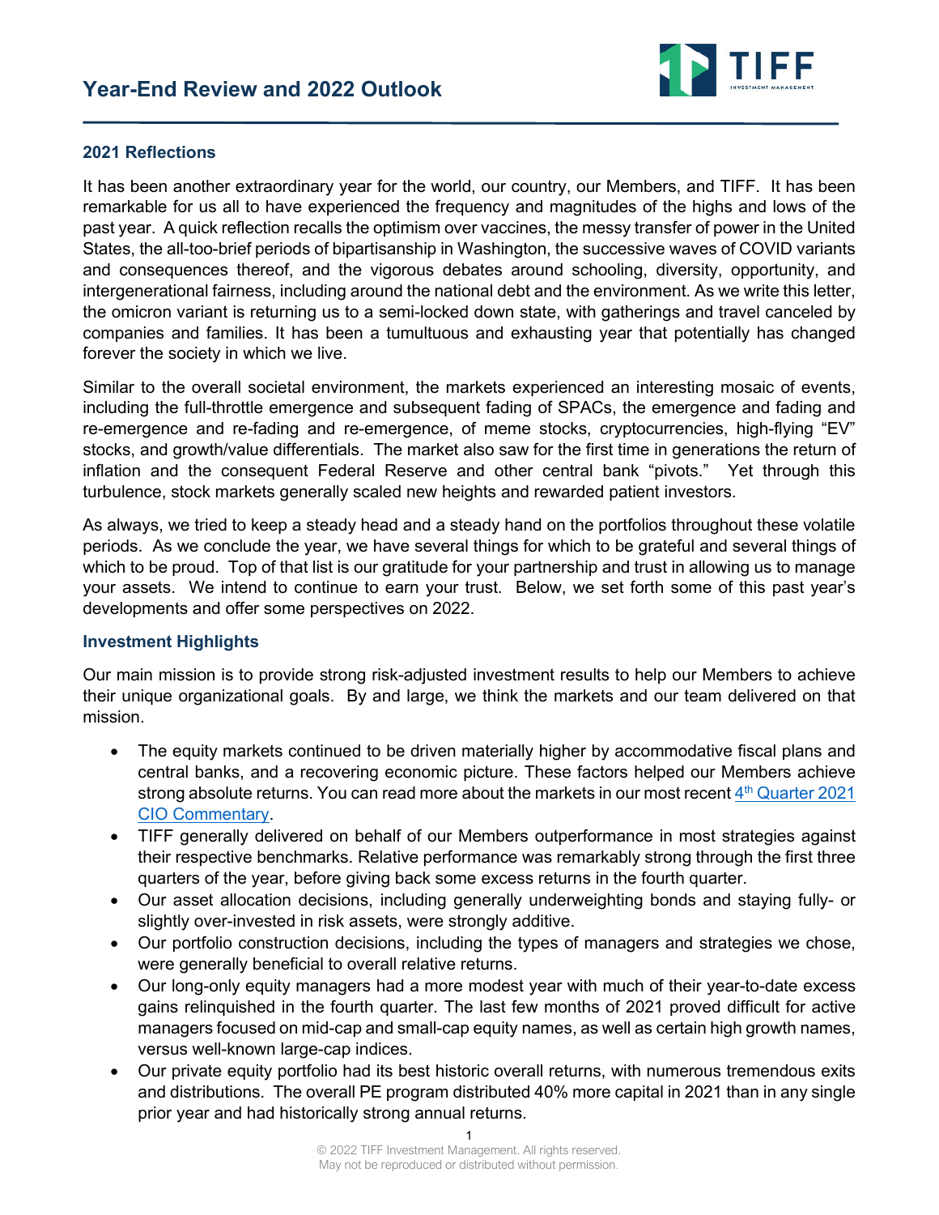# Year-End Review and 2022 Outlook

## 2021 Reflections

It has been another extraordinary year for the world, our country, our Members, and TIFF. It has been remarkable for us all to have experienced the frequency and magnitudes of the highs and lows of the past year. A quick reflection recalls the optimism over vaccines, the messy transfer of power in the United States, the all-too-brief periods of bipartisanship in Washington, the successive waves of COVID variants and consequences thereof, and the vigorous debates around schooling, diversity, opportunity, and intergenerational fairness, including around the national debt and the environment. As we write this letter, the omicron variant is returning us to a semi-locked down state, with gatherings and travel canceled by companies and families. It has been a tumultuous and exhausting year that potentially has changed forever the society in which we live.

Similar to the overall societal environment, the markets experienced an interesting mosaic of events, including the full-throttle emergence and subsequent fading of SPACs, the emergence and fading and re-emergence and re-fading and re-emergence, of meme stocks, cryptocurrencies, high-flying "EV" stocks, and growth/value differentials. The market also saw for the first time in generations the return of inflation and the consequent Federal Reserve and other central bank "pivots." Yet through this turbulence, stock markets generally scaled new heights and rewarded patient investors.

As always, we tried to keep a steady head and a steady hand on the portfolios throughout these volatile periods. As we conclude the year, we have several things for which to be grateful and several things of which to be proud. Top of that list is our gratitude for your partnership and trust in allowing us to manage your assets. We intend to continue to earn your trust. Below, we set forth some of this past year's developments and offer some perspectives on 2022.

## Investment Highlights

Our main mission is to provide strong risk-adjusted investment results to help our Members to achieve their unique organizational goals. By and large, we think the markets and our team delivered on that mission.

- The equity markets continued to be driven materially higher by accommodative fiscal plans and central banks, and a recovering economic picture. These factors helped our Members achieve strong absolute returns. You can read more about the markets in our most recent 4th Quarter 2021 CIO Commentary.
- TIFF generally delivered on behalf of our Members outperformance in most strategies against their respective benchmarks. Relative performance was remarkably strong through the first three quarters of the year, before giving back some excess returns in the fourth quarter.
- Our asset allocation decisions, including generally underweighting bonds and staying fully- or slightly over-invested in risk assets, were strongly additive.
- Our portfolio construction decisions, including the types of managers and strategies we chose, were generally beneficial to overall relative returns.
- Our long-only equity managers had a more modest year with much of their year-to-date excess gains relinquished in the fourth quarter. The last few months of 2021 proved difficult for active managers focused on mid-cap and small-cap equity names, as well as certain high growth names, versus well-known large-cap indices.
- Our private equity portfolio had its best historic overall returns, with numerous tremendous exits and distributions. The overall PE program distributed 40% more capital in 2021 than in any single prior year and had historically strong annual returns.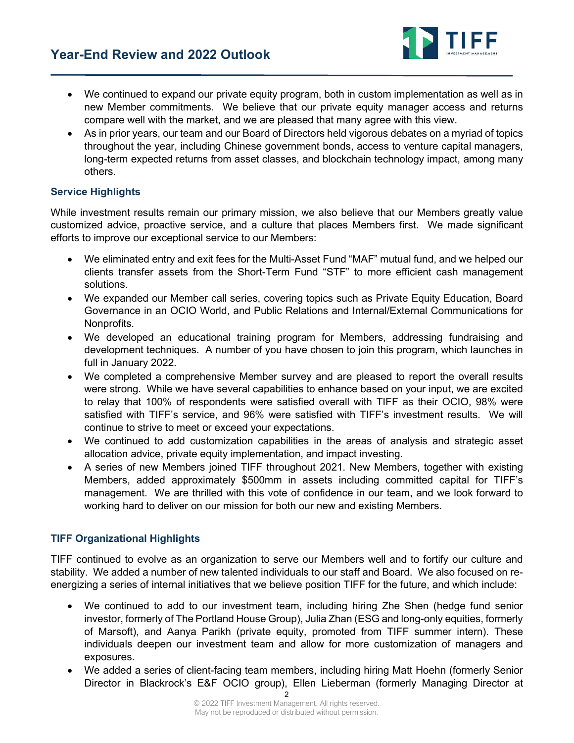- We continued to expand our private equity program, both in custom implementation as well as in new Member commitments. We believe that our private equity manager access and returns compare well with the market, and we are pleased that many agree with this view.
- As in prior years, our team and our Board of Directors held vigorous debates on a myriad of topics throughout the year, including Chinese government bonds, access to venture capital managers, long-term expected returns from asset classes, and blockchain technology impact, among many others.

### Service Highlights

While investment results remain our primary mission, we also believe that our Members greatly value customized advice, proactive service, and a culture that places Members first. We made significant efforts to improve our exceptional service to our Members:

- We eliminated entry and exit fees for the Multi-Asset Fund "MAF" mutual fund, and we helped our clients transfer assets from the Short-Term Fund "STF" to more efficient cash management solutions.
- We expanded our Member call series, covering topics such as Private Equity Education, Board Governance in an OCIO World, and Public Relations and Internal/External Communications for Nonprofits.
- We developed an educational training program for Members, addressing fundraising and development techniques. A number of you have chosen to join this program, which launches in full in January 2022.
- We completed a comprehensive Member survey and are pleased to report the overall results were strong. While we have several capabilities to enhance based on your input, we are excited to relay that 100% of respondents were satisfied overall with TIFF as their OCIO, 98% were satisfied with TIFF's service, and 96% were satisfied with TIFF's investment results. We will continue to strive to meet or exceed your expectations.
- We continued to add customization capabilities in the areas of analysis and strategic asset allocation advice, private equity implementation, and impact investing.
- A series of new Members joined TIFF throughout 2021. New Members, together with existing Members, added approximately $500mm in assets including committed capital for TIFF's management. We are thrilled with this vote of confidence in our team, and we look forward to working hard to deliver on our mission for both our new and existing Members.

### TIFF Organizational Highlights

TIFF continued to evolve as an organization to serve our Members well and to fortify our culture and stability. We added a number of new talented individuals to our staff and Board. We also focused on re-energizing a series of internal initiatives that we believe position TIFF for the future, and which include:

- We continued to add to our investment team, including hiring Zhe Shen (hedge fund senior investor, formerly of The Portland House Group), Julia Zhan (ESG and long-only equities, formerly of Marsoft), and Aanya Parikh (private equity, promoted from TIFF summer intern). These individuals deepen our investment team and allow for more customization of managers and exposures.
- We added a series of client-facing team members, including hiring Matt Hoehn (formerly Senior Director in Blackrock's E&F OCIO group), Ellen Lieberman (formerly Managing Director at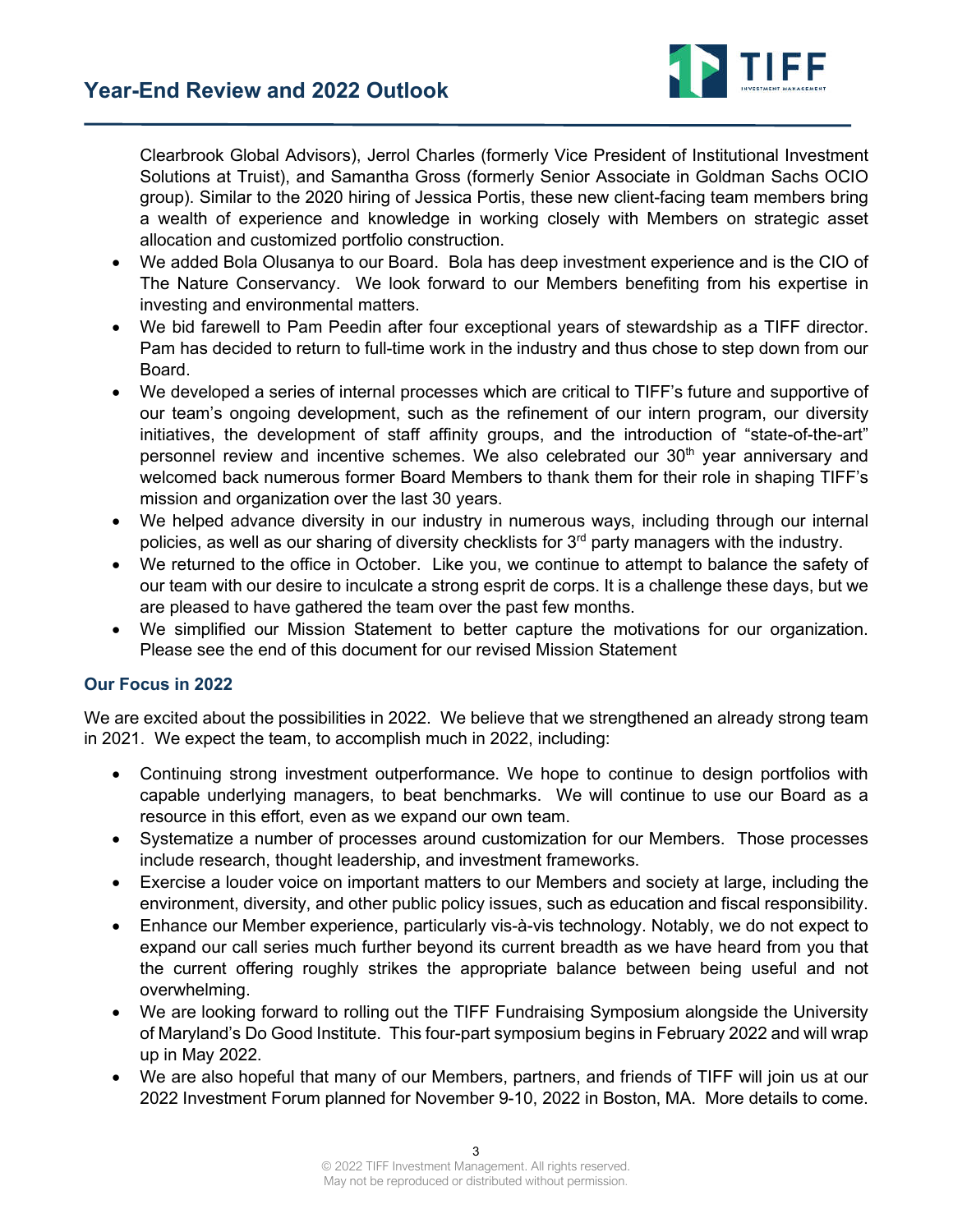Clearbrook Global Advisors), Jerrol Charles (formerly Vice President of Institutional Investment Solutions at Truist), and Samantha Gross (formerly Senior Associate in Goldman Sachs OCIO group). Similar to the 2020 hiring of Jessica Portis, these new client-facing team members bring a wealth of experience and knowledge in working closely with Members on strategic asset allocation and customized portfolio construction.

- We added Bola Olusanya to our Board. Bola has deep investment experience and is the CIO of The Nature Conservancy. We look forward to our Members benefiting from his expertise in investing and environmental matters.
- We bid farewell to Pam Peedin after four exceptional years of stewardship as a TIFF director. Pam has decided to return to full-time work in the industry and thus chose to step down from our Board.
- We developed a series of internal processes which are critical to TIFF's future and supportive of our team's ongoing development, such as the refinement of our intern program, our diversity initiatives, the development of staff affinity groups, and the introduction of "state-of-the-art" personnel review and incentive schemes. We also celebrated our 30th year anniversary and welcomed back numerous former Board Members to thank them for their role in shaping TIFF's mission and organization over the last 30 years.
- We helped advance diversity in our industry in numerous ways, including through our internal policies, as well as our sharing of diversity checklists for 3rd party managers with the industry.
- We returned to the office in October. Like you, we continue to attempt to balance the safety of our team with our desire to inculcate a strong esprit de corps. It is a challenge these days, but we are pleased to have gathered the team over the past few months.
- We simplified our Mission Statement to better capture the motivations for our organization. Please see the end of this document for our revised Mission Statement

### Our Focus in 2022

We are excited about the possibilities in 2022. We believe that we strengthened an already strong team in 2021. We expect the team, to accomplish much in 2022, including:

- Continuing strong investment outperformance. We hope to continue to design portfolios with capable underlying managers, to beat benchmarks. We will continue to use our Board as a resource in this effort, even as we expand our own team.
- Systematize a number of processes around customization for our Members. Those processes include research, thought leadership, and investment frameworks.
- Exercise a louder voice on important matters to our Members and society at large, including the environment, diversity, and other public policy issues, such as education and fiscal responsibility.
- Enhance our Member experience, particularly vis-à-vis technology. Notably, we do not expect to expand our call series much further beyond its current breadth as we have heard from you that the current offering roughly strikes the appropriate balance between being useful and not overwhelming.
- We are looking forward to rolling out the TIFF Fundraising Symposium alongside the University of Maryland's Do Good Institute. This four-part symposium begins in February 2022 and will wrap up in May 2022.
- We are also hopeful that many of our Members, partners, and friends of TIFF will join us at our 2022 Investment Forum planned for November 9-10, 2022 in Boston, MA. More details to come.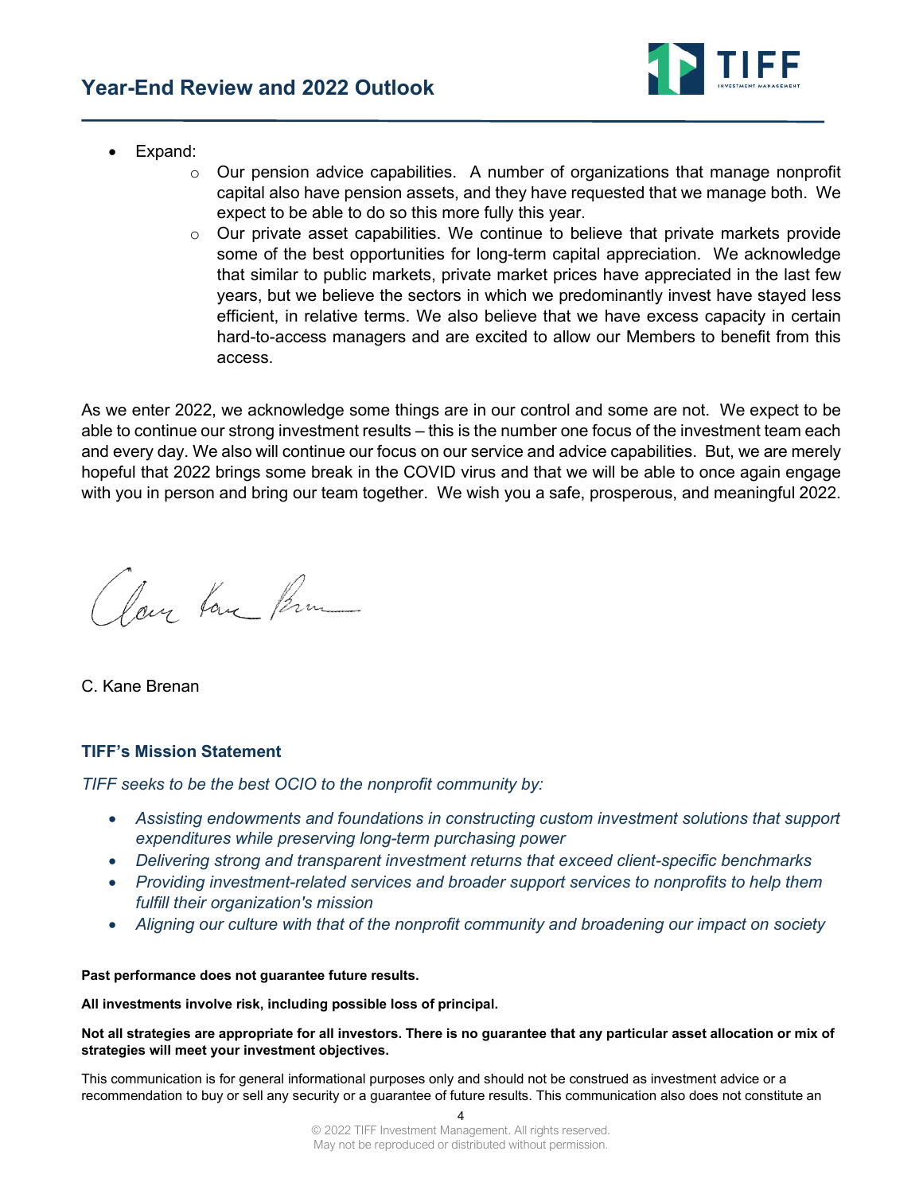- Expand:
    - Our pension advice capabilities. A number of organizations that manage nonprofit capital also have pension assets, and they have requested that we manage both. We expect to be able to do so this more fully this year.
    - Our private asset capabilities. We continue to believe that private markets provide some of the best opportunities for long-term capital appreciation. We acknowledge that similar to public markets, private market prices have appreciated in the last few years, but we believe the sectors in which we predominantly invest have stayed less efficient, in relative terms. We also believe that we have excess capacity in certain hard-to-access managers and are excited to allow our Members to benefit from this access.

As we enter 2022, we acknowledge some things are in our control and some are not. We expect to be able to continue our strong investment results – this is the number one focus of the investment team each and every day. We also will continue our focus on our service and advice capabilities. But, we are merely hopeful that 2022 brings some break in the COVID virus and that we will be able to once again engage with you in person and bring our team together. We wish you a safe, prosperous, and meaningful 2022.

C. Kane Brenan

### TIFF's Mission Statement

*TIFF seeks to be the best OCIO to the nonprofit community by:*

- *Assisting endowments and foundations in constructing custom investment solutions that support expenditures while preserving long-term purchasing power*
- *Delivering strong and transparent investment returns that exceed client-specific benchmarks*
- *Providing investment-related services and broader support services to nonprofits to help them fulfill their organization's mission*
- *Aligning our culture with that of the nonprofit community and broadening our impact on society*

**Past performance does not guarantee future results.**

**All investments involve risk, including possible loss of principal.**

**Not all strategies are appropriate for all investors. There is no guarantee that any particular asset allocation or mix of strategies will meet your investment objectives.**

This communication is for general informational purposes only and should not be construed as investment advice or a recommendation to buy or sell any security or a guarantee of future results. This communication also does not constitute an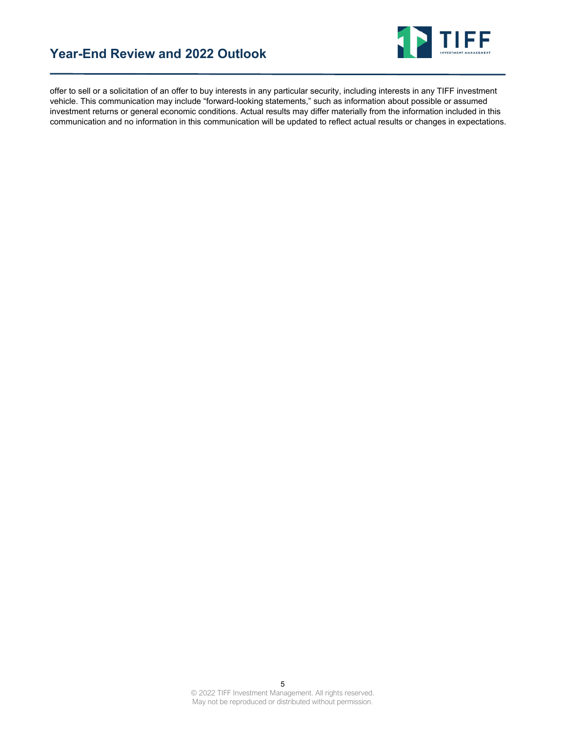offer to sell or a solicitation of an offer to buy interests in any particular security, including interests in any TIFF investment vehicle. This communication may include "forward-looking statements," such as information about possible or assumed investment returns or general economic conditions. Actual results may differ materially from the information included in this communication and no information in this communication will be updated to reflect actual results or changes in expectations.